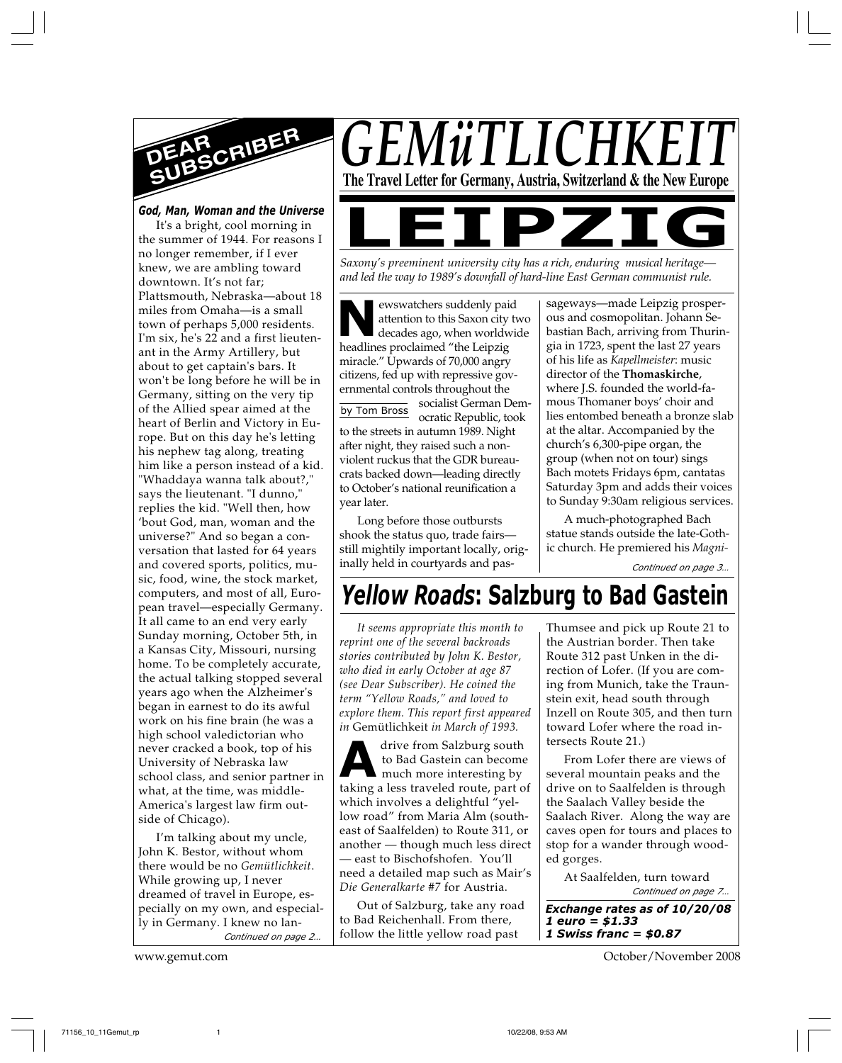# GEMüTLICHKEIT

**The Travel Letter for Germany, Austria, Switzerland & the New Europe**

## DEAR SUBSCRIBER

**_God, Man, Woman and the Universe_**

It's a bright, cool morning in the summer of 1944. For reasons I no longer remember, if I ever knew, we are ambling toward downtown. It's not far; Plattsmouth, Nebraska—about 18 miles from Omaha—is a small town of perhaps 5,000 residents. I'm six, he's 22 and a first lieutenant in the Army Artillery, but about to get captain's bars. It won't be long before he will be in Germany, sitting on the very tip of the Allied spear aimed at the heart of Berlin and Victory in Europe. But on this day he's letting his nephew tag along, treating him like a person instead of a kid. "Whaddaya wanna talk about?," says the lieutenant. "I dunno," replies the kid. "Well then, how 'bout God, man, woman and the universe?" And so began a conversation that lasted for 64 years and covered sports, politics, music, food, wine, the stock market, computers, and most of all, European travel—especially Germany. It all came to an end very early Sunday morning, October 5th, in a Kansas City, Missouri, nursing home. To be completely accurate, the actual talking stopped several years ago when the Alzheimer's began in earnest to do its awful work on his fine brain (he was a high school valedictorian who never cracked a book, top of his University of Nebraska law school class, and senior partner in what, at the time, was middle-America's largest law firm outside of Chicago).

I'm talking about my uncle, John K. Bestor, without whom there would be no *Gemütlichkeit*. While growing up, I never dreamed of travel in Europe, especially on my own, and especially in Germany. I knew no lan-

*Continued on page 2...*

# LEIPZIG

*Saxony's preeminent university city has a rich, enduring musical heritage—and led the way to 1989's downfall of hard-line East German communist rule.*

by Tom Bross

Newswatchers suddenly paid attention to this Saxon city two decades ago, when worldwide headlines proclaimed "the Leipzig miracle." Upwards of 70,000 angry citizens, fed up with repressive governmental controls throughout the socialist German Democratic Republic, took to the streets in autumn 1989. Night after night, they raised such a nonviolent ruckus that the GDR bureaucrats backed down—leading directly to October's national reunification a year later.

Long before those outbursts shook the status quo, trade fairs—still mightily important locally, originally held in courtyards and passageways—made Leipzig prosperous and cosmopolitan. Johann Sebastian Bach, arriving from Thuringia in 1723, spent the last 27 years of his life as *Kapellmeister*: music director of the **Thomaskirche**, where J.S. founded the world-famous Thomaner boys' choir and lies entombed beneath a bronze slab at the altar. Accompanied by the church's 6,300-pipe organ, the group (when not on tour) sings Bach motets Fridays 6pm, cantatas Saturday 3pm and adds their voices to Sunday 9:30am religious services.

A much-photographed Bach statue stands outside the late-Gothic church. He premiered his *Magni-*

*Continued on page 3...*

## *Yellow Roads*: Salzburg to Bad Gastein

*It seems appropriate this month to reprint one of the several backroads stories contributed by John K. Bestor, who died in early October at age 87 (see Dear Subscriber). He coined the term "Yellow Roads," and loved to explore them. This report first appeared in* Gemütlichkeit *in March of 1993.*

A drive from Salzburg south to Bad Gastein can become much more interesting by taking a less traveled route, part of which involves a delightful "yellow road" from Maria Alm (southeast of Saalfelden) to Route 311, or another — though much less direct — east to Bischofshofen. You'll need a detailed map such as Mair's *Die Generalkarte* #7 for Austria.

Out of Salzburg, take any road to Bad Reichenhall. From there, follow the little yellow road past Thumsee and pick up Route 21 to the Austrian border. Then take Route 312 past Unken in the direction of Lofer. (If you are coming from Munich, take the Traunstein exit, head south through Inzell on Route 305, and then turn toward Lofer where the road intersects Route 21.)

From Lofer there are views of several mountain peaks and the drive on to Saalfelden is through the Saalach Valley beside the Saalach River. Along the way are caves open for tours and places to stop for a wander through wooded gorges.

At Saalfelden, turn toward

*Continued on page 7...*

***Exchange rates as of 10/20/08***
***1 euro = $1.33***
***1 Swiss franc = $0.87***

www.gemut.com

October/November 2008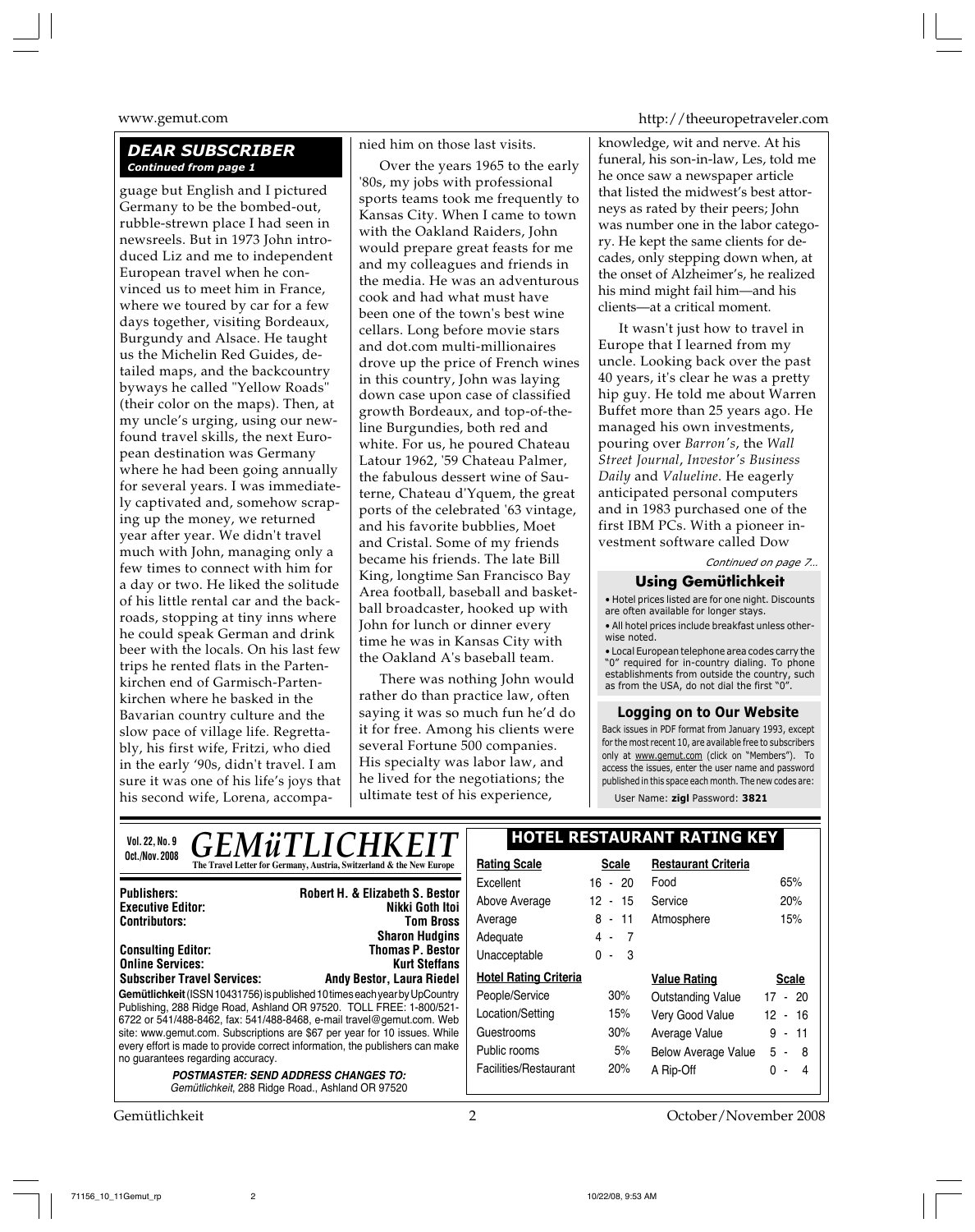### *DEAR SUBSCRIBER*

*Continued from page 1*

guage but English and I pictured Germany to be the bombed-out, rubble-strewn place I had seen in newsreels. But in 1973 John introduced Liz and me to independent European travel when he convinced us to meet him in France, where we toured by car for a few days together, visiting Bordeaux, Burgundy and Alsace. He taught us the Michelin Red Guides, detailed maps, and the backcountry byways he called "Yellow Roads" (their color on the maps). Then, at my uncle's urging, using our newfound travel skills, the next European destination was Germany where he had been going annually for several years. I was immediately captivated and, somehow scraping up the money, we returned year after year. We didn't travel much with John, managing only a few times to connect with him for a day or two. He liked the solitude of his little rental car and the backroads, stopping at tiny inns where he could speak German and drink beer with the locals. On his last few trips he rented flats in the Partenkirchen end of Garmisch-Partenkirchen where he basked in the Bavarian country culture and the slow pace of village life. Regrettably, his first wife, Fritzi, who died in the early '90s, didn't travel. I am sure it was one of his life's joys that his second wife, Lorena, accompanied him on those last visits.

Over the years 1965 to the early '80s, my jobs with professional sports teams took me frequently to Kansas City. When I came to town with the Oakland Raiders, John would prepare great feasts for me and my colleagues and friends in the media. He was an adventurous cook and had what must have been one of the town's best wine cellars. Long before movie stars and dot.com multi-millionaires drove up the price of French wines in this country, John was laying down case upon case of classified growth Bordeaux, and top-of-the-line Burgundies, both red and white. For us, he poured Chateau Latour 1962, '59 Chateau Palmer, the fabulous dessert wine of Sauterne, Chateau d'Yquem, the great ports of the celebrated '63 vintage, and his favorite bubblies, Moet and Cristal. Some of my friends became his friends. The late Bill King, longtime San Francisco Bay Area football, baseball and basketball broadcaster, hooked up with John for lunch or dinner every time he was in Kansas City with the Oakland A's baseball team.

There was nothing John would rather do than practice law, often saying it was so much fun he'd do it for free. Among his clients were several Fortune 500 companies. His specialty was labor law, and he lived for the negotiations; the ultimate test of his experience, knowledge, wit and nerve. At his funeral, his son-in-law, Les, told me he once saw a newspaper article that listed the midwest's best attorneys as rated by their peers; John was number one in the labor category. He kept the same clients for decades, only stepping down when, at the onset of Alzheimer's, he realized his mind might fail him—and his clients—at a critical moment.

It wasn't just how to travel in Europe that I learned from my uncle. Looking back over the past 40 years, it's clear he was a pretty hip guy. He told me about Warren Buffet more than 25 years ago. He managed his own investments, pouring over *Barron's*, the *Wall Street Journal*, *Investor's Business Daily* and *Valueline*. He eagerly anticipated personal computers and in 1983 purchased one of the first IBM PCs. With a pioneer investment software called Dow

*Continued on page 7...*

### Using Gemütlichkeit

- Hotel prices listed are for one night. Discounts are often available for longer stays.
- All hotel prices include breakfast unless otherwise noted.
- Local European telephone area codes carry the "0" required for in-country dialing. To phone establishments from outside the country, such as from the USA, do not dial the first "0".

### Logging on to Our Website

Back issues in PDF format from January 1993, except for the most recent 10, are available free to subscribers only at www.gemut.com (click on "Members"). To access the issues, enter the user name and password published in this space each month. The new codes are:

User Name: **zigl** Password: **3821**

**Vol. 22, No. 9**
**Oct./Nov. 2008**

## *GEMüTLICHKEIT*

**The Travel Letter for Germany, Austria, Switzerland & the New Europe**

| | |
|---|---|
| **Publishers:** | **Robert H. & Elizabeth S. Bestor** |
| **Executive Editor:** | **Nikki Goth Itoi** |
| **Contributors:** | **Tom Bross** |
| | **Sharon Hudgins** |
| **Consulting Editor:** | **Thomas P. Bestor** |
| **Online Services:** | **Kurt Steffans** |
| **Subscriber Travel Services:** | **Andy Bestor, Laura Riedel** |

**Gemütlichkeit** (ISSN 10431756) is published 10 times each year by UpCountry Publishing, 288 Ridge Road, Ashland OR 97520. TOLL FREE: 1-800/521-6722 or 541/488-8462, fax: 541/488-8468, e-mail travel@gemut.com. Web site: www.gemut.com. Subscriptions are $67 per year for 10 issues. While every effort is made to provide correct information, the publishers can make no guarantees regarding accuracy.

***POSTMASTER: SEND ADDRESS CHANGES TO:***
*Gemütlichkeit*, 288 Ridge Road., Ashland OR 97520

### HOTEL RESTAURANT RATING KEY

| Rating Scale | Scale |
|---|---|
| Excellent | 16 - 20 |
| Above Average | 12 - 15 |
| Average | 8 - 11 |
| Adequate | 4 - 7 |
| Unacceptable | 0 - 3 |

| Restaurant Criteria | |
|---|---|
| Food | 65% |
| Service | 20% |
| Atmosphere | 15% |

| Hotel Rating Criteria | |
|---|---|
| People/Service | 30% |
| Location/Setting | 15% |
| Guestrooms | 30% |
| Public rooms | 5% |
| Facilities/Restaurant | 20% |

| Value Rating | Scale |
|---|---|
| Outstanding Value | 17 - 20 |
| Very Good Value | 12 - 16 |
| Average Value | 9 - 11 |
| Below Average Value | 5 - 8 |
| A Rip-Off | 0 - 4 |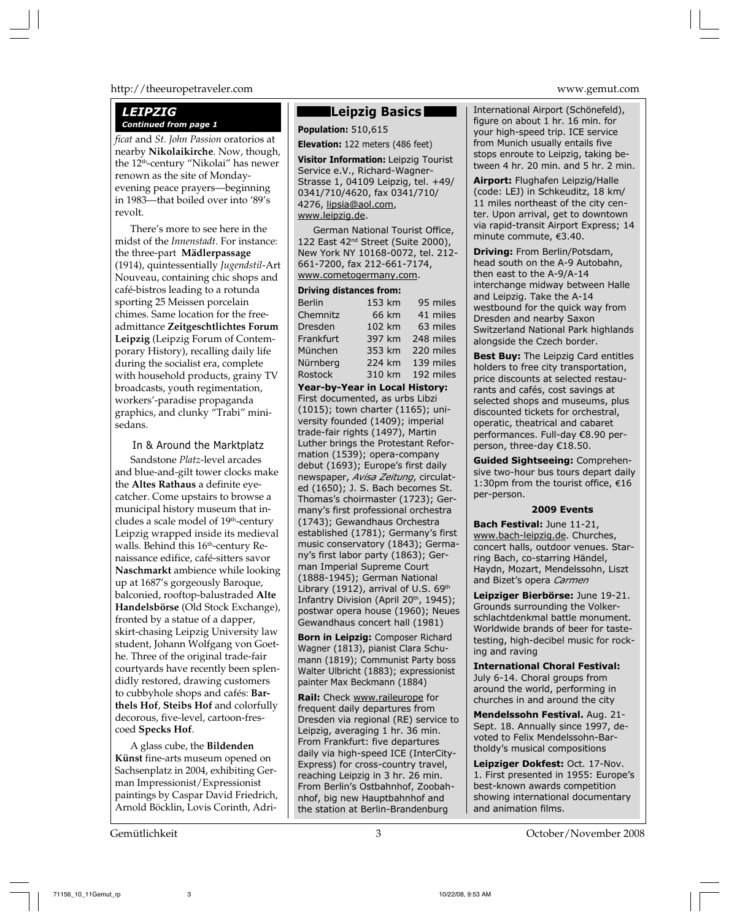## LEIPZIG

*Continued from page 1*

*ficat* and *St. John Passion* oratorios at nearby **Nikolaikirche**. Now, though, the 12th-century "Nikolai" has newer renown as the site of Monday-evening peace prayers—beginning in 1983—that boiled over into '89's revolt.

There's more to see here in the midst of the *Innenstadt*. For instance: the three-part **Mädlerpassage** (1914), quintessentially *Jugendstil*-Art Nouveau, containing chic shops and café-bistros leading to a rotunda sporting 25 Meissen porcelain chimes. Same location for the free-admittance **Zeitgeschtlichtes Forum Leipzig** (Leipzig Forum of Contemporary History), recalling daily life during the socialist era, complete with household products, grainy TV broadcasts, youth regimentation, workers'-paradise propaganda graphics, and clunky "Trabi" mini-sedans.

### In & Around the Marktplatz

Sandstone *Platz*-level arcades and blue-and-gilt tower clocks make the **Altes Rathaus** a definite eye-catcher. Come upstairs to browse a municipal history museum that includes a scale model of 19th-century Leipzig wrapped inside its medieval walls. Behind this 16th-century Renaissance edifice, café-sitters savor **Naschmarkt** ambience while looking up at 1687's gorgeously Baroque, balconied, rooftop-balustraded **Alte Handelsbörse** (Old Stock Exchange), fronted by a statue of a dapper, skirt-chasing Leipzig University law student, Johann Wolfgang von Goethe. Three of the original trade-fair courtyards have recently been splendidly restored, drawing customers to cubbyhole shops and cafés: **Barthels Hof**, **Steibs Hof** and colorfully decorous, five-level, cartoon-frescoed **Specks Hof**.

A glass cube, the **Bildenden Künst** fine-arts museum opened on Sachsenplatz in 2004, exhibiting German Impressionist/Expressionist paintings by Caspar David Friedrich, Arnold Böcklin, Lovis Corinth, Adri-

## Leipzig Basics

**Population:** 510,615

**Elevation:** 122 meters (486 feet)

**Visitor Information:** Leipzig Tourist Service e.V., Richard-Wagner-Strasse 1, 04109 Leipzig, tel. +49/0341/710/4620, fax 0341/710/4276, lipsia@aol.com, www.leipzig.de.

German National Tourist Office, 122 East 42nd Street (Suite 2000), New York NY 10168-0072, tel. 212-661-7200, fax 212-661-7174, www.cometogermany.com.

**Driving distances from:**

| | | |
|---|---|---|
| Berlin | 153 km | 95 miles |
| Chemnitz | 66 km | 41 miles |
| Dresden | 102 km | 63 miles |
| Frankfurt | 397 km | 248 miles |
| München | 353 km | 220 miles |
| Nürnberg | 224 km | 139 miles |
| Rostock | 310 km | 192 miles |

**Year-by-Year in Local History:** First documented, as urbs Libzi (1015); town charter (1165); university founded (1409); imperial trade-fair rights (1497), Martin Luther brings the Protestant Reformation (1539); opera-company debut (1693); Europe's first daily newspaper, *Avisa Zeitung*, circulated (1650); J. S. Bach becomes St. Thomas's choirmaster (1723); Germany's first professional orchestra (1743); Gewandhaus Orchestra established (1781); Germany's first music conservatory (1843); Germany's first labor party (1863); German Imperial Supreme Court (1888-1945); German National Library (1912), arrival of U.S. 69th Infantry Division (April 20th, 1945); postwar opera house (1960); Neues Gewandhaus concert hall (1981)

**Born in Leipzig:** Composer Richard Wagner (1813), pianist Clara Schumann (1819); Communist Party boss Walter Ulbricht (1883); expressionist painter Max Beckmann (1884)

**Rail:** Check www.raileurope for frequent daily departures from Dresden via regional (RE) service to Leipzig, averaging 1 hr. 36 min. From Frankfurt: five departures daily via high-speed ICE (InterCity-Express) for cross-country travel, reaching Leipzig in 3 hr. 26 min. From Berlin's Ostbahnhof, Zoobahnhof, big new Hauptbahnhof and the station at Berlin-Brandenburg International Airport (Schönefeld), figure on about 1 hr. 16 min. for your high-speed trip. ICE service from Munich usually entails five stops enroute to Leipzig, taking between 4 hr. 20 min. and 5 hr. 2 min.

**Airport:** Flughafen Leipzig/Halle (code: LEJ) in Schkeuditz, 18 km/11 miles northeast of the city center. Upon arrival, get to downtown via rapid-transit Airport Express; 14 minute commute, €3.40.

**Driving:** From Berlin/Potsdam, head south on the A-9 Autobahn, then east to the A-9/A-14 interchange midway between Halle and Leipzig. Take the A-14 westbound for the quick way from Dresden and nearby Saxon Switzerland National Park highlands alongside the Czech border.

**Best Buy:** The Leipzig Card entitles holders to free city transportation, price discounts at selected restaurants and cafés, cost savings at selected shops and museums, plus discounted tickets for orchestral, operatic, theatrical and cabaret performances. Full-day €8.90 per-person, three-day €18.50.

**Guided Sightseeing:** Comprehensive two-hour bus tours depart daily 1:30pm from the tourist office, €16 per-person.

### 2009 Events

**Bach Festival:** June 11-21, www.bach-leipzig.de. Churches, concert halls, outdoor venues. Starring Bach, co-starring Händel, Haydn, Mozart, Mendelssohn, Liszt and Bizet's opera *Carmen*

**Leipziger Bierbörse:** June 19-21. Grounds surrounding the Volkerschlachtdenkmal battle monument. Worldwide brands of beer for taste-testing, high-decibel music for rocking and raving

**International Choral Festival:** July 6-14. Choral groups from around the world, performing in churches in and around the city

**Mendelssohn Festival.** Aug. 21-Sept. 18. Annually since 1997, devoted to Felix Mendelssohn-Bartholdy's musical compositions

**Leipziger Dokfest:** Oct. 17-Nov. 1. First presented in 1955: Europe's best-known awards competition showing international documentary and animation films.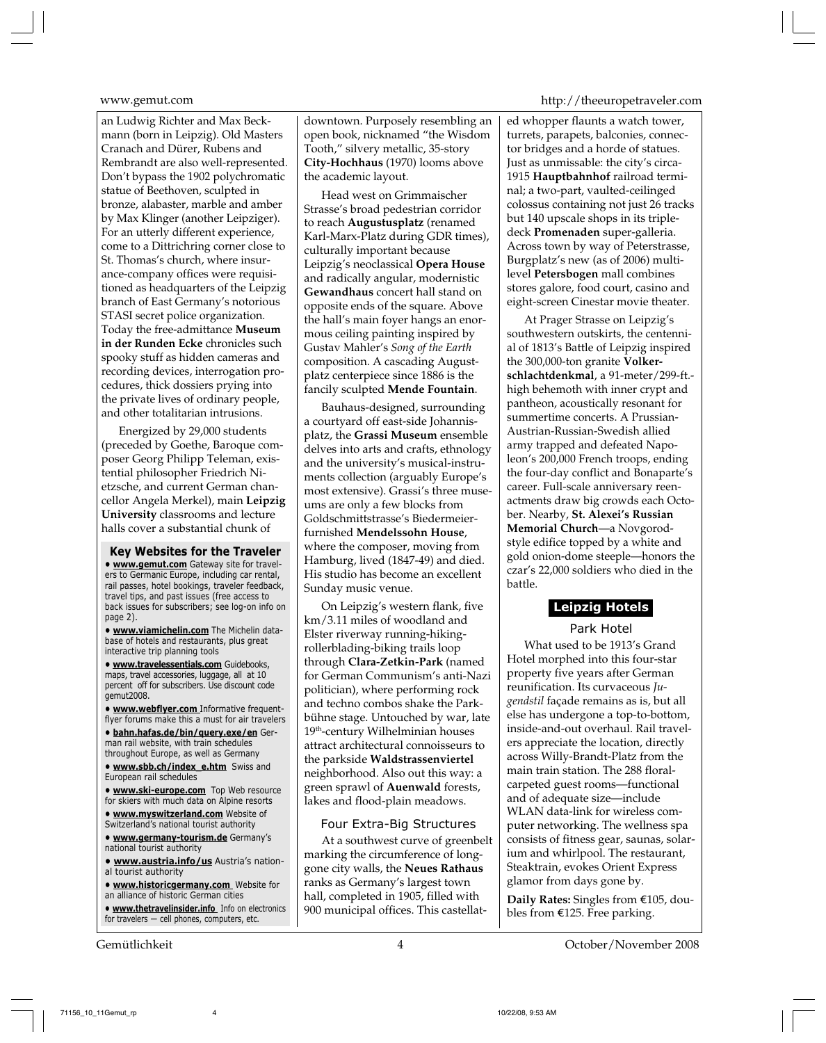an Ludwig Richter and Max Beckmann (born in Leipzig). Old Masters Cranach and Dürer, Rubens and Rembrandt are also well-represented. Don't bypass the 1902 polychromatic statue of Beethoven, sculpted in bronze, alabaster, marble and amber by Max Klinger (another Leipziger). For an utterly different experience, come to a Dittrichring corner close to St. Thomas's church, where insurance-company offices were requisitioned as headquarters of the Leipzig branch of East Germany's notorious STASI secret police organization. Today the free-admittance **Museum in der Runden Ecke** chronicles such spooky stuff as hidden cameras and recording devices, interrogation procedures, thick dossiers prying into the private lives of ordinary people, and other totalitarian intrusions.

Energized by 29,000 students (preceded by Goethe, Baroque composer Georg Philipp Teleman, existential philosopher Friedrich Nietzsche, and current German chancellor Angela Merkel), main **Leipzig University** classrooms and lecture halls cover a substantial chunk of downtown. Purposely resembling an open book, nicknamed "the Wisdom Tooth," silvery metallic, 35-story **City-Hochhaus** (1970) looms above the academic layout.

Head west on Grimmaischer Strasse's broad pedestrian corridor to reach **Augustusplatz** (renamed Karl-Marx-Platz during GDR times), culturally important because Leipzig's neoclassical **Opera House** and radically angular, modernistic **Gewandhaus** concert hall stand on opposite ends of the square. Above the hall's main foyer hangs an enormous ceiling painting inspired by Gustav Mahler's *Song of the Earth* composition. A cascading Augustplatz centerpiece since 1886 is the fancily sculpted **Mende Fountain**.

Bauhaus-designed, surrounding a courtyard off east-side Johannisplatz, the **Grassi Museum** ensemble delves into arts and crafts, ethnology and the university's musical-instruments collection (arguably Europe's most extensive). Grassi's three museums are only a few blocks from Goldschmittstrasse's Biedermeier-furnished **Mendelssohn House**, where the composer, moving from Hamburg, lived (1847-49) and died. His studio has become an excellent Sunday music venue.

On Leipzig's western flank, five km/3.11 miles of woodland and Elster riverway running-hiking-rollerblading-biking trails loop through **Clara-Zetkin-Park** (named for German Communism's anti-Nazi politician), where performing rock and techno combos shake the Parkbühne stage. Untouched by war, late 19th-century Wilhelminian houses attract architectural connoisseurs to the parkside **Waldstrassenviertel** neighborhood. Also out this way: a green sprawl of **Auenwald** forests, lakes and flood-plain meadows.

### Four Extra-Big Structures

At a southwest curve of greenbelt marking the circumference of long-gone city walls, the **Neues Rathaus** ranks as Germany's largest town hall, completed in 1905, filled with 900 municipal offices. This castellated whopper flaunts a watch tower, turrets, parapets, balconies, connector bridges and a horde of statues. Just as unmissable: the city's circa-1915 **Hauptbahnhof** railroad terminal; a two-part, vaulted-ceilinged colossus containing not just 26 tracks but 140 upscale shops in its triple-deck **Promenaden** super-galleria. Across town by way of Peterstrasse, Burgplatz's new (as of 2006) multi-level **Petersbogen** mall combines stores galore, food court, casino and eight-screen Cinestar movie theater.

At Prager Strasse on Leipzig's southwestern outskirts, the centennial of 1813's Battle of Leipzig inspired the 300,000-ton granite **Volkerschlachtdenkmal**, a 91-meter/299-ft.-high behemoth with inner crypt and pantheon, acoustically resonant for summertime concerts. A Prussian-Austrian-Russian-Swedish allied army trapped and defeated Napoleon's 200,000 French troops, ending the four-day conflict and Bonaparte's career. Full-scale anniversary reenactments draw big crowds each October. Nearby, **St. Alexei's Russian Memorial Church**—a Novgorod-style edifice topped by a white and gold onion-dome steeple—honors the czar's 22,000 soldiers who died in the battle.

## Leipzig Hotels

### Park Hotel

What used to be 1913's Grand Hotel morphed into this four-star property five years after German reunification. Its curvaceous *Jugendstil* façade remains as is, but all else has undergone a top-to-bottom, inside-and-out overhaul. Rail travelers appreciate the location, directly across Willy-Brandt-Platz from the main train station. The 288 floral-carpeted guest rooms—functional and of adequate size—include WLAN data-link for wireless computer networking. The wellness spa consists of fitness gear, saunas, solarium and whirlpool. The restaurant, Steaktrain, evokes Orient Express glamor from days gone by.

**Daily Rates:** Singles from €105, doubles from €125. Free parking.

---

**Key Websites for the Traveler**

- **www.gemut.com** Gateway site for travelers to Germanic Europe, including car rental, rail passes, hotel bookings, traveler feedback, travel tips, and past issues (free access to back issues for subscribers; see log-on info on page 2).
- **www.viamichelin.com** The Michelin database of hotels and restaurants, plus great interactive trip planning tools
- **www.travelessentials.com** Guidebooks, maps, travel accessories, luggage, all at 10 percent off for subscribers. Use discount code gemut2008.
- **www.webflyer.com** Informative frequent-flyer forums make this a must for air travelers
- **bahn.hafas.de/bin/query.exe/en** German rail website, with train schedules throughout Europe, as well as Germany
- **www.sbb.ch/index_e.htm** Swiss and European rail schedules
- **www.ski-europe.com** Top Web resource for skiers with much data on Alpine resorts
- **www.myswitzerland.com** Website of Switzerland's national tourist authority
- **www.germany-tourism.de** Germany's national tourist authority
- **www.austria.info/us** Austria's national tourist authority
- **www.historicgermany.com** Website for an alliance of historic German cities
- **www.thetravelinsider.info** Info on electronics for travelers — cell phones, computers, etc.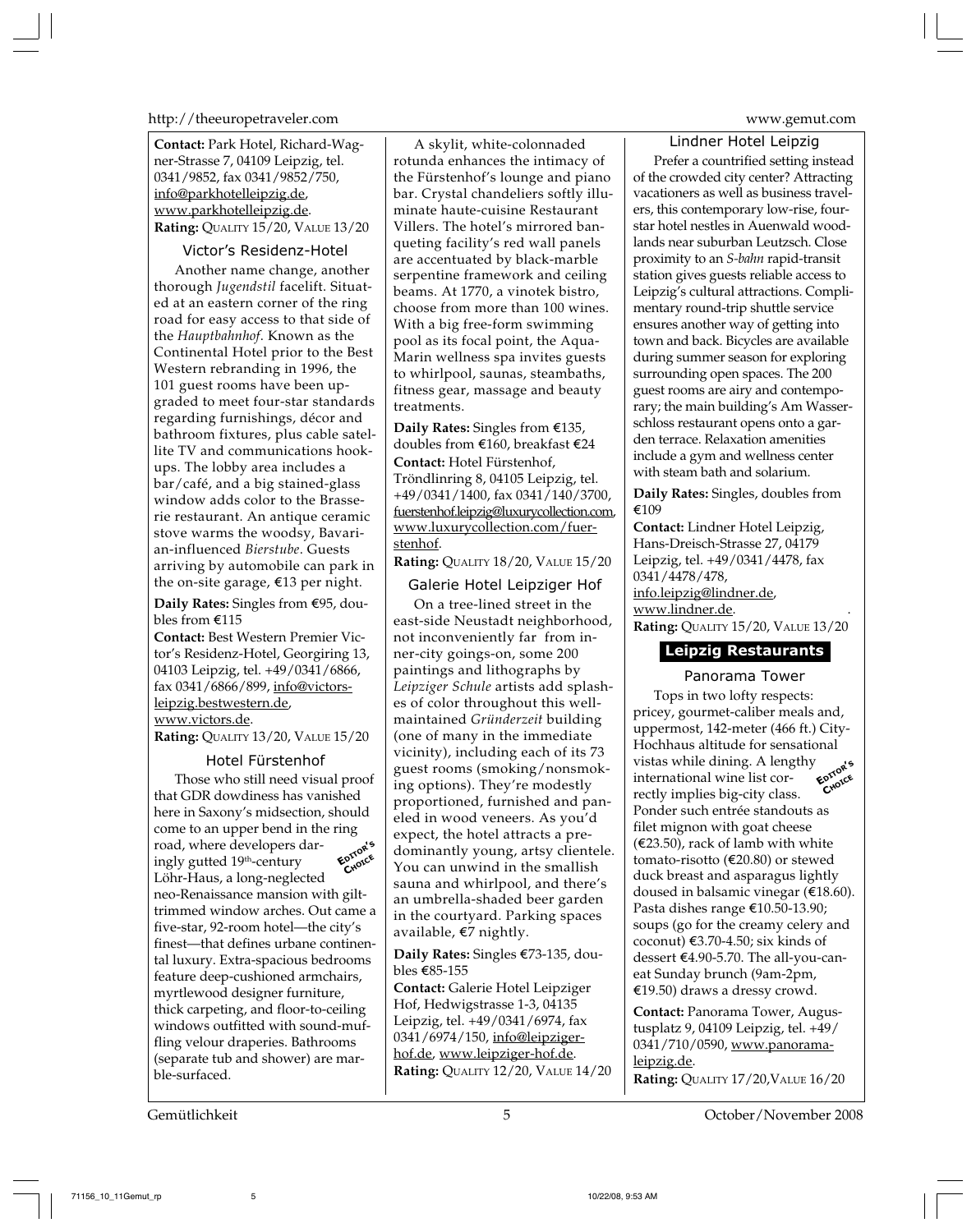**Contact:** Park Hotel, Richard-Wagner-Strasse 7, 04109 Leipzig, tel. 0341/9852, fax 0341/9852/750, info@parkhotelleipzig.de, www.parkhotelleipzig.de.
**Rating:** QUALITY 15/20, VALUE 13/20

### Victor's Residenz-Hotel

Another name change, another thorough *Jugendstil* facelift. Situated at an eastern corner of the ring road for easy access to that side of the *Hauptbahnhof*. Known as the Continental Hotel prior to the Best Western rebranding in 1996, the 101 guest rooms have been upgraded to meet four-star standards regarding furnishings, décor and bathroom fixtures, plus cable satellite TV and communications hookups. The lobby area includes a bar/café, and a big stained-glass window adds color to the Brasserie restaurant. An antique ceramic stove warms the woodsy, Bavarian-influenced *Bierstube*. Guests arriving by automobile can park in the on-site garage, €13 per night.

**Daily Rates:** Singles from €95, doubles from €115
**Contact:** Best Western Premier Victor's Residenz-Hotel, Georgiring 13, 04103 Leipzig, tel. +49/0341/6866, fax 0341/6866/899, info@victors-leipzig.bestwestern.de, www.victors.de.
**Rating:** QUALITY 13/20, VALUE 15/20

### Hotel Fürstenhof

EDITOR'S CHOICE

Those who still need visual proof that GDR dowdiness has vanished here in Saxony's midsection, should come to an upper bend in the ring road, where developers daringly gutted 19th-century Löhr-Haus, a long-neglected neo-Renaissance mansion with gilt-trimmed window arches. Out came a five-star, 92-room hotel—the city's finest—that defines urbane continental luxury. Extra-spacious bedrooms feature deep-cushioned armchairs, myrtlewood designer furniture, thick carpeting, and floor-to-ceiling windows outfitted with sound-muffling velour draperies. Bathrooms (separate tub and shower) are marble-surfaced.

A skylit, white-colonnaded rotunda enhances the intimacy of the Fürstenhof's lounge and piano bar. Crystal chandeliers softly illuminate haute-cuisine Restaurant Villers. The hotel's mirrored banqueting facility's red wall panels are accentuated by black-marble serpentine framework and ceiling beams. At 1770, a vinotek bistro, choose from more than 100 wines. With a big free-form swimming pool as its focal point, the Aqua-Marin wellness spa invites guests to whirlpool, saunas, steambaths, fitness gear, massage and beauty treatments.

**Daily Rates:** Singles from €135, doubles from €160, breakfast €24
**Contact:** Hotel Fürstenhof, Tröndlinring 8, 04105 Leipzig, tel. +49/0341/1400, fax 0341/140/3700, fuerstenhof.leipzig@luxurycollection.com, www.luxurycollection.com/fuerstenhof.
**Rating:** QUALITY 18/20, VALUE 15/20

### Galerie Hotel Leipziger Hof

On a tree-lined street in the east-side Neustadt neighborhood, not inconveniently far from inner-city goings-on, some 200 paintings and lithographs by *Leipziger Schule* artists add splashes of color throughout this well-maintained *Gründerzeit* building (one of many in the immediate vicinity), including each of its 73 guest rooms (smoking/nonsmoking options). They're modestly proportioned, furnished and paneled in wood veneers. As you'd expect, the hotel attracts a predominantly young, artsy clientele. You can unwind in the smallish sauna and whirlpool, and there's an umbrella-shaded beer garden in the courtyard. Parking spaces available, €7 nightly.

**Daily Rates:** Singles €73-135, doubles €85-155
**Contact:** Galerie Hotel Leipziger Hof, Hedwigstrasse 1-3, 04135 Leipzig, tel. +49/0341/6974, fax 0341/6974/150, info@leipziger-hof.de, www.leipziger-hof.de.
**Rating:** QUALITY 12/20, VALUE 14/20

### Lindner Hotel Leipzig

Prefer a countrified setting instead of the crowded city center? Attracting vacationers as well as business travelers, this contemporary low-rise, four-star hotel nestles in Auenwald woodlands near suburban Leutzsch. Close proximity to an *S-bahn* rapid-transit station gives guests reliable access to Leipzig's cultural attractions. Complimentary round-trip shuttle service ensures another way of getting into town and back. Bicycles are available during summer season for exploring surrounding open spaces. The 200 guest rooms are airy and contemporary; the main building's Am Wasserschloss restaurant opens onto a garden terrace. Relaxation amenities include a gym and wellness center with steam bath and solarium.

**Daily Rates:** Singles, doubles from €109
**Contact:** Lindner Hotel Leipzig, Hans-Dreisch-Strasse 27, 04179 Leipzig, tel. +49/0341/4478, fax 0341/4478/478, info.leipzig@lindner.de, www.lindner.de.
**Rating:** QUALITY 15/20, VALUE 13/20

## Leipzig Restaurants

### Panorama Tower

EDITOR'S CHOICE

Tops in two lofty respects: pricey, gourmet-caliber meals and, uppermost, 142-meter (466 ft.) City-Hochhaus altitude for sensational vistas while dining. A lengthy international wine list correctly implies big-city class. Ponder such entrée standouts as filet mignon with goat cheese (€23.50), rack of lamb with white tomato-risotto (€20.80) or stewed duck breast and asparagus lightly doused in balsamic vinegar (€18.60). Pasta dishes range €10.50-13.90; soups (go for the creamy celery and coconut) €3.70-4.50; six kinds of dessert €4.90-5.70. The all-you-can-eat Sunday brunch (9am-2pm, €19.50) draws a dressy crowd.

**Contact:** Panorama Tower, Augustusplatz 9, 04109 Leipzig, tel. +49/0341/710/0590, www.panorama-leipzig.de.
**Rating:** QUALITY 17/20, VALUE 16/20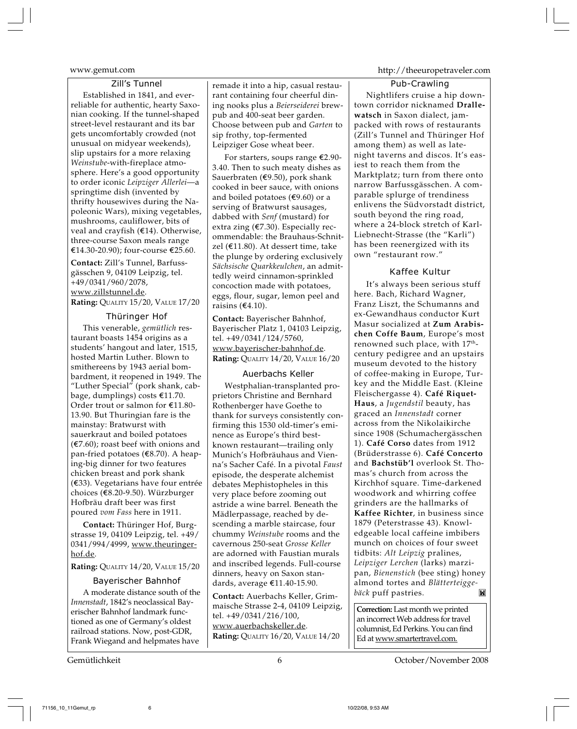### Zill's Tunnel

Established in 1841, and ever-reliable for authentic, hearty Saxonian cooking. If the tunnel-shaped street-level restaurant and its bar gets uncomfortably crowded (not unusual on midyear weekends), slip upstairs for a more relaxing *Weinstube*-with-fireplace atmosphere. Here's a good opportunity to order iconic *Leipziger Allerlei*—a springtime dish (invented by thrifty housewives during the Napoleonic Wars), mixing vegetables, mushrooms, cauliflower, bits of veal and crayfish (€14). Otherwise, three-course Saxon meals range €14.30-20.90); four-course €25.60.

**Contact:** Zill's Tunnel, Barfussgässchen 9, 04109 Leipzig, tel. +49/0341/960/2078, www.zillstunnel.de.
**Rating:** Quality 15/20, Value 17/20

### Thüringer Hof

This venerable, *gemütlich* restaurant boasts 1454 origins as a students' hangout and later, 1515, hosted Martin Luther. Blown to smithereens by 1943 aerial bombardment, it reopened in 1949. The "Luther Special" (pork shank, cabbage, dumplings) costs €11.70. Order trout or salmon for €11.80-13.90. But Thuringian fare is the mainstay: Bratwurst with sauerkraut and boiled potatoes (€7.60); roast beef with onions and pan-fried potatoes (€8.70). A heaping-big dinner for two features chicken breast and pork shank (€33). Vegetarians have four entrée choices (€8.20-9.50). Würzburger Hofbräu draft beer was first poured *vom Fass* here in 1911.

**Contact:** Thüringer Hof, Burgstrasse 19, 04109 Leipzig, tel. +49/0341/994/4999, www.theuringer-hof.de.

**Rating:** Quality 14/20, Value 15/20

### Bayerischer Bahnhof

A moderate distance south of the *Innenstadt*, 1842's neoclassical Bayerischer Bahnhof landmark functioned as one of Germany's oldest railroad stations. Now, post-GDR, Frank Wiegand and helpmates have remade it into a hip, casual restaurant containing four cheerful dining nooks plus a *Beierseiderei* brewpub and 400-seat beer garden. Choose between pub and *Garten* to sip frothy, top-fermented Leipziger Gose wheat beer.

For starters, soups range €2.90-3.40. Then to such meaty dishes as Sauerbraten (€9.50), pork shank cooked in beer sauce, with onions and boiled potatoes (€9.60) or a serving of Bratwurst sausages, dabbed with *Senf* (mustard) for extra zing (€7.30). Especially recommendable: the Brauhaus-Schnitzel (€11.80). At dessert time, take the plunge by ordering exclusively *Sächsische Quarkkeulchen*, an admittedly weird cinnamon-sprinkled concoction made with potatoes, eggs, flour, sugar, lemon peel and raisins (€4.10).

**Contact:** Bayerischer Bahnhof, Bayerischer Platz 1, 04103 Leipzig, tel. +49/0341/124/5760, www.bayerischer-bahnhof.de.
**Rating:** Quality 14/20, Value 16/20

### Auerbachs Keller

Westphalian-transplanted proprietors Christine and Bernhard Rothenberger have Goethe to thank for surveys consistently confirming this 1530 old-timer's eminence as Europe's third best-known restaurant—trailing only Munich's Hofbräuhaus and Vienna's Sacher Café. In a pivotal *Faust* episode, the desperate alchemist debates Mephistopheles in this very place before zooming out astride a wine barrel. Beneath the Mädlerpassage, reached by descending a marble staircase, four chummy *Weinstube* rooms and the cavernous 250-seat *Grosse Keller* are adorned with Faustian murals and inscribed legends. Full-course dinners, heavy on Saxon standards, average €11.40-15.90.

**Contact:** Auerbachs Keller, Grimmaische Strasse 2-4, 04109 Leipzig, tel. +49/0341/216/100, www.auerbachskeller.de.
**Rating:** Quality 16/20, Value 14/20

### Pub-Crawling

Nightlifers cruise a hip downtown corridor nicknamed **Drallewatsch** in Saxon dialect, jam-packed with rows of restaurants (Zill's Tunnel and Thüringer Hof among them) as well as late-night taverns and discos. It's easiest to reach them from the Marktplatz; turn from there onto narrow Barfussgässchen. A comparable splurge of trendiness enlivens the Südvorstadt district, south beyond the ring road, where a 24-block stretch of Karl-Liebnecht-Strasse (the "Karli") has been reenergized with its own "restaurant row."

### Kaffee Kultur

It's always been serious stuff here. Bach, Richard Wagner, Franz Liszt, the Schumanns and ex-Gewandhaus conductor Kurt Masur socialized at **Zum Arabischen Coffe Baum**, Europe's most renowned such place, with 17th-century pedigree and an upstairs museum devoted to the history of coffee-making in Europe, Turkey and the Middle East. (Kleine Fleischergasse 4). **Café Riquet-Haus**, a *Jugendstil* beauty, has graced an *Innenstadt* corner across from the Nikolaikirche since 1908 (Schumachergässchen 1). **Café Corso** dates from 1912 (Brüderstrasse 6). **Café Concerto** and **Bachstüb'l** overlook St. Thomas's church from across the Kirchhof square. Time-darkened woodwork and whirring coffee grinders are the hallmarks of **Kaffee Richter**, in business since 1879 (Peterstrasse 43). Knowledgeable local caffeine imbibers munch on choices of four sweet tidbits: *Alt Leipzig* pralines, *Leipziger Lerchen* (larks) marzipan, *Bienenstich* (bee sting) honey almond tortes and *Blätterteiggebäck* puff pastries.

**Correction:** Last month we printed an incorrect Web address for travel columnist, Ed Perkins. You can find Ed at www.smartertravel.com.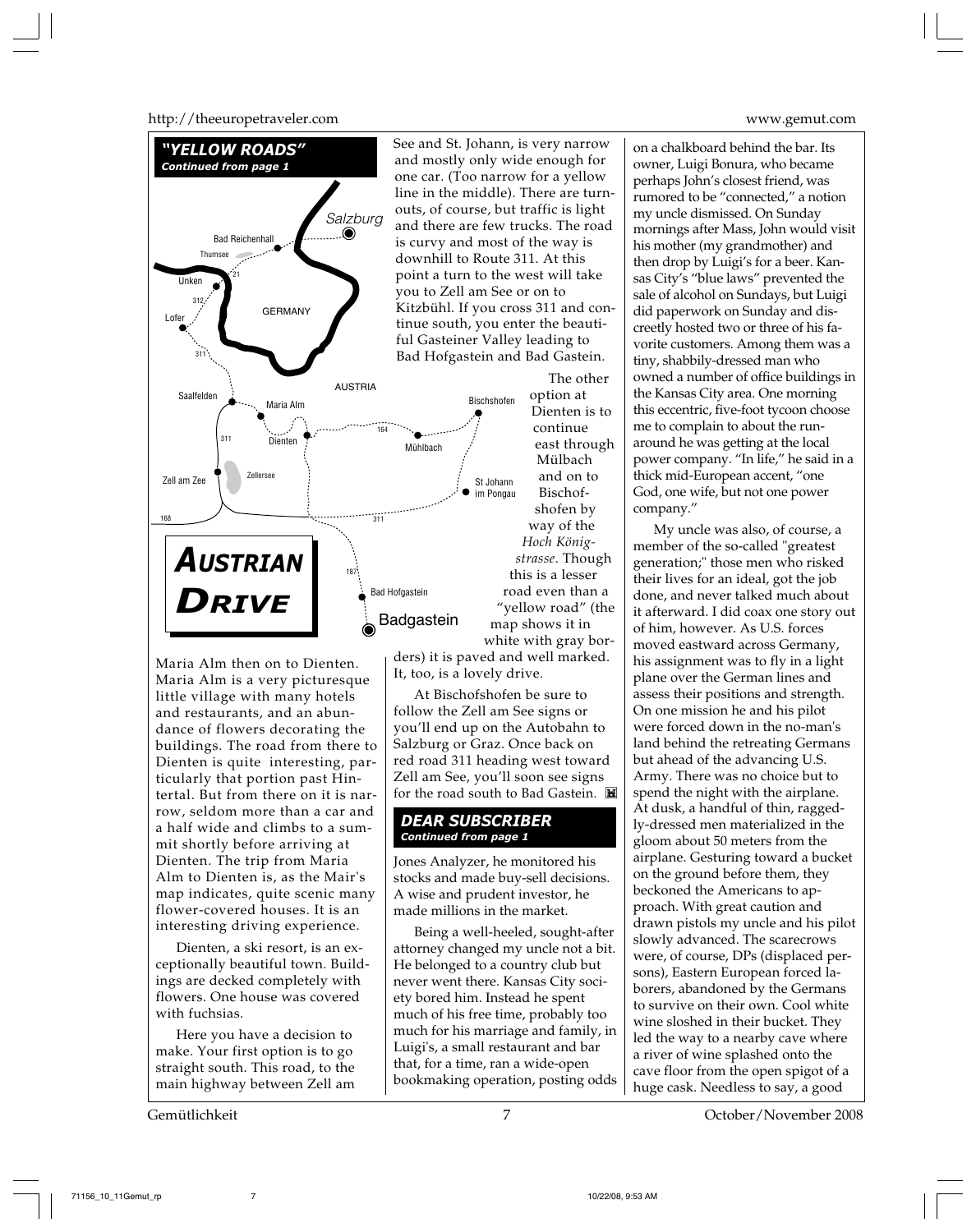## "YELLOW ROADS"

*Continued from page 1*

## AUSTRIAN DRIVE

Maria Alm then on to Dienten. Maria Alm is a very picturesque little village with many hotels and restaurants, and an abundance of flowers decorating the buildings. The road from there to Dienten is quite interesting, particularly that portion past Hintertal. But from there on it is narrow, seldom more than a car and a half wide and climbs to a summit shortly before arriving at Dienten. The trip from Maria Alm to Dienten is, as the Mair's map indicates, quite scenic many flower-covered houses. It is an interesting driving experience.

Dienten, a ski resort, is an exceptionally beautiful town. Buildings are decked completely with flowers. One house was covered with fuchsias.

Here you have a decision to make. Your first option is to go straight south. This road, to the main highway between Zell am See and St. Johann, is very narrow and mostly only wide enough for one car. (Too narrow for a yellow line in the middle). There are turnouts, of course, but traffic is light and there are few trucks. The road is curvy and most of the way is downhill to Route 311. At this point a turn to the west will take you to Zell am See or on to Kitzbühl. If you cross 311 and continue south, you enter the beautiful Gasteiner Valley leading to Bad Hofgastein and Bad Gastein.

The other option at Dienten is to continue east through Mülbach and on to Bischofshofen by way of the *Hoch Königstrasse*. Though this is a lesser road even than a "yellow road" (the map shows it in white with gray borders) it is paved and well marked. It, too, is a lovely drive.

At Bischofshofen be sure to follow the Zell am See signs or you'll end up on the Autobahn to Salzburg or Graz. Once back on red road 311 heading west toward Zell am See, you'll soon see signs for the road south to Bad Gastein. ◼

## DEAR SUBSCRIBER

*Continued from page 1*

Jones Analyzer, he monitored his stocks and made buy-sell decisions. A wise and prudent investor, he made millions in the market.

Being a well-heeled, sought-after attorney changed my uncle not a bit. He belonged to a country club but never went there. Kansas City society bored him. Instead he spent much of his free time, probably too much for his marriage and family, in Luigi's, a small restaurant and bar that, for a time, ran a wide-open bookmaking operation, posting odds on a chalkboard behind the bar. Its owner, Luigi Bonura, who became perhaps John's closest friend, was rumored to be "connected," a notion my uncle dismissed. On Sunday mornings after Mass, John would visit his mother (my grandmother) and then drop by Luigi's for a beer. Kansas City's "blue laws" prevented the sale of alcohol on Sundays, but Luigi did paperwork on Sunday and discreetly hosted two or three of his favorite customers. Among them was a tiny, shabbily-dressed man who owned a number of office buildings in the Kansas City area. One morning this eccentric, five-foot tycoon choose me to complain to about the run-around he was getting at the local power company. "In life," he said in a thick mid-European accent, "one God, one wife, but not one power company."

My uncle was also, of course, a member of the so-called "greatest generation;" those men who risked their lives for an ideal, got the job done, and never talked much about it afterward. I did coax one story out of him, however. As U.S. forces moved eastward across Germany, his assignment was to fly in a light plane over the German lines and assess their positions and strength. On one mission he and his pilot were forced down in the no-man's land behind the retreating Germans but ahead of the advancing U.S. Army. There was no choice but to spend the night with the airplane. At dusk, a handful of thin, raggedly-dressed men materialized in the gloom about 50 meters from the airplane. Gesturing toward a bucket on the ground before them, they beckoned the Americans to approach. With great caution and drawn pistols my uncle and his pilot slowly advanced. The scarecrows were, of course, DPs (displaced persons), Eastern European forced laborers, abandoned by the Germans to survive on their own. Cool white wine sloshed in their bucket. They led the way to a nearby cave where a river of wine splashed onto the cave floor from the open spigot of a huge cask. Needless to say, a good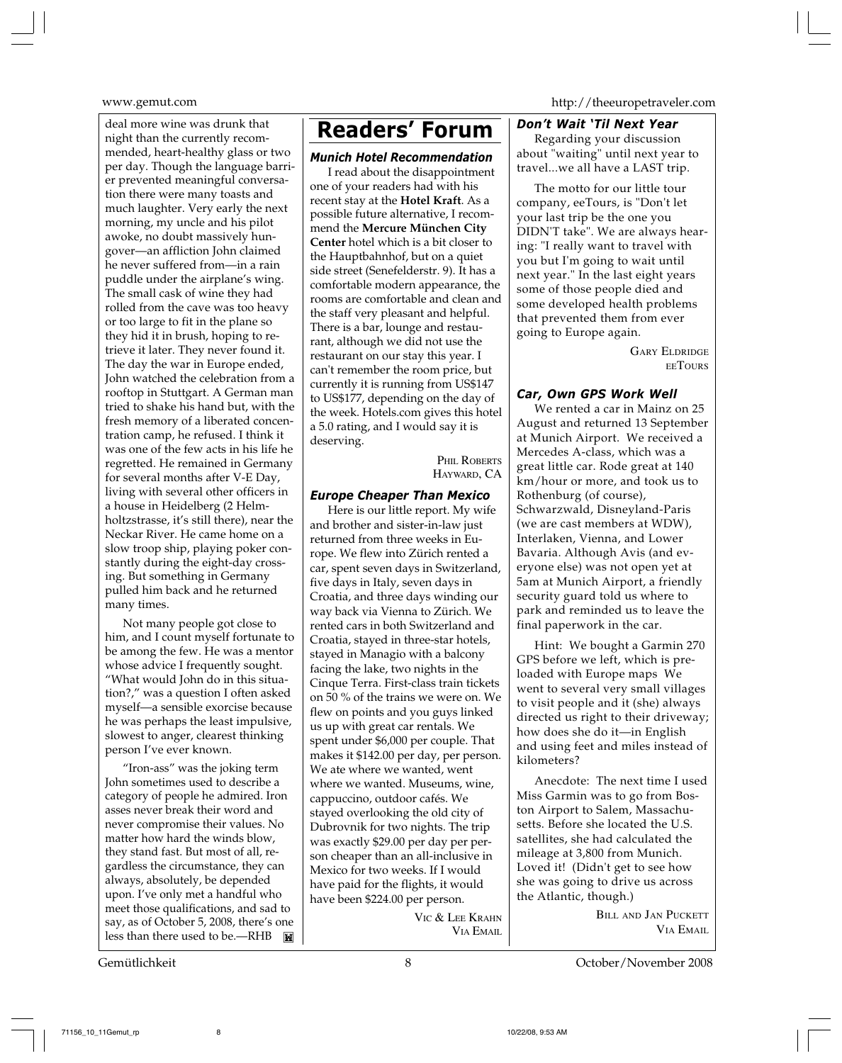deal more wine was drunk that night than the currently recommended, heart-healthy glass or two per day. Though the language barrier prevented meaningful conversation there were many toasts and much laughter. Very early the next morning, my uncle and his pilot awoke, no doubt massively hungover—an affliction John claimed he never suffered from—in a rain puddle under the airplane's wing. The small cask of wine they had rolled from the cave was too heavy or too large to fit in the plane so they hid it in brush, hoping to retrieve it later. They never found it. The day the war in Europe ended, John watched the celebration from a rooftop in Stuttgart. A German man tried to shake his hand but, with the fresh memory of a liberated concentration camp, he refused. I think it was one of the few acts in his life he regretted. He remained in Germany for several months after V-E Day, living with several other officers in a house in Heidelberg (2 Helmholtzstrasse, it's still there), near the Neckar River. He came home on a slow troop ship, playing poker constantly during the eight-day crossing. But something in Germany pulled him back and he returned many times.

Not many people got close to him, and I count myself fortunate to be among the few. He was a mentor whose advice I frequently sought. "What would John do in this situation?," was a question I often asked myself—a sensible exorcise because he was perhaps the least impulsive, slowest to anger, clearest thinking person I've ever known.

"Iron-ass" was the joking term John sometimes used to describe a category of people he admired. Iron asses never break their word and never compromise their values. No matter how hard the winds blow, they stand fast. But most of all, regardless the circumstance, they can always, absolutely, be depended upon. I've only met a handful who meet those qualifications, and sad to say, as of October 5, 2008, there's one less than there used to be.—RHB

# Readers' Forum

### *Munich Hotel Recommendation*

I read about the disappointment one of your readers had with his recent stay at the **Hotel Kraft**. As a possible future alternative, I recommend the **Mercure München City Center** hotel which is a bit closer to the Hauptbahnhof, but on a quiet side street (Senefelderstr. 9). It has a comfortable modern appearance, the rooms are comfortable and clean and the staff very pleasant and helpful. There is a bar, lounge and restaurant, although we did not use the restaurant on our stay this year. I can't remember the room price, but currently it is running from US$147 to US$177, depending on the day of the week. Hotels.com gives this hotel a 5.0 rating, and I would say it is deserving.

PHIL ROBERTS
HAYWARD, CA

### *Europe Cheaper Than Mexico*

Here is our little report. My wife and brother and sister-in-law just returned from three weeks in Europe. We flew into Zürich rented a car, spent seven days in Switzerland, five days in Italy, seven days in Croatia, and three days winding our way back via Vienna to Zürich. We rented cars in both Switzerland and Croatia, stayed in three-star hotels, stayed in Managio with a balcony facing the lake, two nights in the Cinque Terra. First-class train tickets on 50 % of the trains we were on. We flew on points and you guys linked us up with great car rentals. We spent under $6,000 per couple. That makes it $142.00 per day, per person. We ate where we wanted, went where we wanted. Museums, wine, cappuccino, outdoor cafés. We stayed overlooking the old city of Dubrovnik for two nights. The trip was exactly $29.00 per day per person cheaper than an all-inclusive in Mexico for two weeks. If I would have paid for the flights, it would have been $224.00 per person.

VIC & LEE KRAHN
VIA EMAIL

### *Don't Wait 'Til Next Year*

Regarding your discussion about "waiting" until next year to travel...we all have a LAST trip.

The motto for our little tour company, eeTours, is "Don't let your last trip be the one you DIDN'T take". We are always hearing: "I really want to travel with you but I'm going to wait until next year." In the last eight years some of those people died and some developed health problems that prevented them from ever going to Europe again.

GARY ELDRIDGE
EETOURS

### *Car, Own GPS Work Well*

We rented a car in Mainz on 25 August and returned 13 September at Munich Airport. We received a Mercedes A-class, which was a great little car. Rode great at 140 km/hour or more, and took us to Rothenburg (of course), Schwarzwald, Disneyland-Paris (we are cast members at WDW), Interlaken, Vienna, and Lower Bavaria. Although Avis (and everyone else) was not open yet at 5am at Munich Airport, a friendly security guard told us where to park and reminded us to leave the final paperwork in the car.

Hint: We bought a Garmin 270 GPS before we left, which is preloaded with Europe maps We went to several very small villages to visit people and it (she) always directed us right to their driveway; how does she do it—in English and using feet and miles instead of kilometers?

Anecdote: The next time I used Miss Garmin was to go from Boston Airport to Salem, Massachusetts. Before she located the U.S. satellites, she had calculated the mileage at 3,800 from Munich. Loved it! (Didn't get to see how she was going to drive us across the Atlantic, though.)

BILL AND JAN PUCKETT
VIA EMAIL